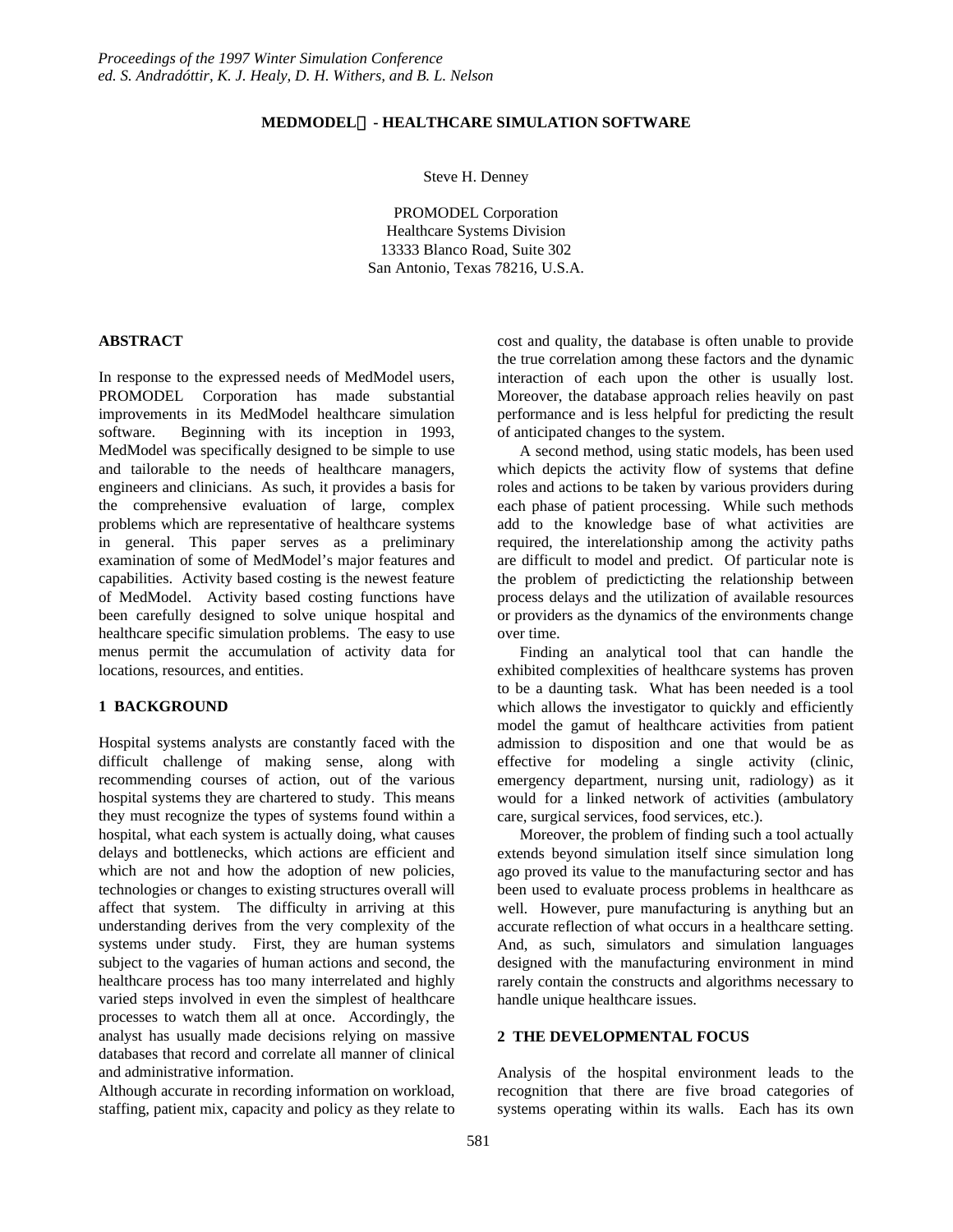# MEDMODEL - HEALTHCARE SIMULATION SOFTWARE

Steve H. Denney

PROMODEL Corporation
Healthcare Systems Division
13333 Blanco Road, Suite 302
San Antonio, Texas 78216, U.S.A.

## ABSTRACT

In response to the expressed needs of MedModel users, PROMODEL Corporation has made substantial improvements in its MedModel healthcare simulation software. Beginning with its inception in 1993, MedModel was specifically designed to be simple to use and tailorable to the needs of healthcare managers, engineers and clinicians. As such, it provides a basis for the comprehensive evaluation of large, complex problems which are representative of healthcare systems in general. This paper serves as a preliminary examination of some of MedModel's major features and capabilities. Activity based costing is the newest feature of MedModel. Activity based costing functions have been carefully designed to solve unique hospital and healthcare specific simulation problems. The easy to use menus permit the accumulation of activity data for locations, resources, and entities.

## 1 BACKGROUND

Hospital systems analysts are constantly faced with the difficult challenge of making sense, along with recommending courses of action, out of the various hospital systems they are chartered to study. This means they must recognize the types of systems found within a hospital, what each system is actually doing, what causes delays and bottlenecks, which actions are efficient and which are not and how the adoption of new policies, technologies or changes to existing structures overall will affect that system. The difficulty in arriving at this understanding derives from the very complexity of the systems under study. First, they are human systems subject to the vagaries of human actions and second, the healthcare process has too many interrelated and highly varied steps involved in even the simplest of healthcare processes to watch them all at once. Accordingly, the analyst has usually made decisions relying on massive databases that record and correlate all manner of clinical and administrative information.

Although accurate in recording information on workload, staffing, patient mix, capacity and policy as they relate to cost and quality, the database is often unable to provide the true correlation among these factors and the dynamic interaction of each upon the other is usually lost. Moreover, the database approach relies heavily on past performance and is less helpful for predicting the result of anticipated changes to the system.

A second method, using static models, has been used which depicts the activity flow of systems that define roles and actions to be taken by various providers during each phase of patient processing. While such methods add to the knowledge base of what activities are required, the interelationship among the activity paths are difficult to model and predict. Of particular note is the problem of predicticting the relationship between process delays and the utilization of available resources or providers as the dynamics of the environments change over time.

Finding an analytical tool that can handle the exhibited complexities of healthcare systems has proven to be a daunting task. What has been needed is a tool which allows the investigator to quickly and efficiently model the gamut of healthcare activities from patient admission to disposition and one that would be as effective for modeling a single activity (clinic, emergency department, nursing unit, radiology) as it would for a linked network of activities (ambulatory care, surgical services, food services, etc.).

Moreover, the problem of finding such a tool actually extends beyond simulation itself since simulation long ago proved its value to the manufacturing sector and has been used to evaluate process problems in healthcare as well. However, pure manufacturing is anything but an accurate reflection of what occurs in a healthcare setting. And, as such, simulators and simulation languages designed with the manufacturing environment in mind rarely contain the constructs and algorithms necessary to handle unique healthcare issues.

## 2 THE DEVELOPMENTAL FOCUS

Analysis of the hospital environment leads to the recognition that there are five broad categories of systems operating within its walls. Each has its own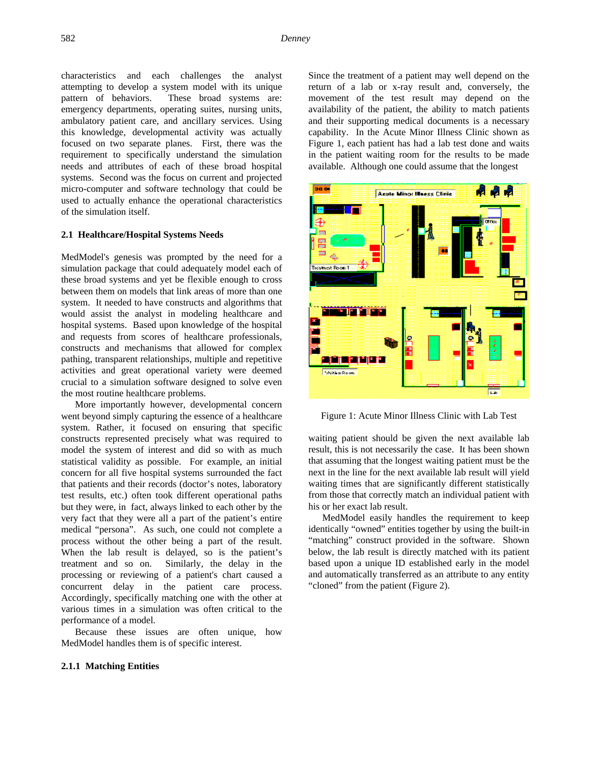characteristics and each challenges the analyst attempting to develop a system model with its unique pattern of behaviors. These broad systems are: emergency departments, operating suites, nursing units, ambulatory patient care, and ancillary services. Using this knowledge, developmental activity was actually focused on two separate planes. First, there was the requirement to specifically understand the simulation needs and attributes of each of these broad hospital systems. Second was the focus on current and projected micro-computer and software technology that could be used to actually enhance the operational characteristics of the simulation itself.

### 2.1 Healthcare/Hospital Systems Needs

MedModel's genesis was prompted by the need for a simulation package that could adequately model each of these broad systems and yet be flexible enough to cross between them on models that link areas of more than one system. It needed to have constructs and algorithms that would assist the analyst in modeling healthcare and hospital systems. Based upon knowledge of the hospital and requests from scores of healthcare professionals, constructs and mechanisms that allowed for complex pathing, transparent relationships, multiple and repetitive activities and great operational variety were deemed crucial to a simulation software designed to solve even the most routine healthcare problems.

More importantly however, developmental concern went beyond simply capturing the essence of a healthcare system. Rather, it focused on ensuring that specific constructs represented precisely what was required to model the system of interest and did so with as much statistical validity as possible. For example, an initial concern for all five hospital systems surrounded the fact that patients and their records (doctor's notes, laboratory test results, etc.) often took different operational paths but they were, in fact, always linked to each other by the very fact that they were all a part of the patient's entire medical "persona". As such, one could not complete a process without the other being a part of the result. When the lab result is delayed, so is the patient's treatment and so on. Similarly, the delay in the processing or reviewing of a patient's chart caused a concurrent delay in the patient care process. Accordingly, specifically matching one with the other at various times in a simulation was often critical to the performance of a model.

Because these issues are often unique, how MedModel handles them is of specific interest.

#### 2.1.1 Matching Entities

Since the treatment of a patient may well depend on the return of a lab or x-ray result and, conversely, the movement of the test result may depend on the availability of the patient, the ability to match patients and their supporting medical documents is a necessary capability. In the Acute Minor Illness Clinic shown as Figure 1, each patient has had a lab test done and waits in the patient waiting room for the results to be made available. Although one could assume that the longest waiting patient should be given the next available lab result, this is not necessarily the case. It has been shown that assuming that the longest waiting patient must be the next in the line for the next available lab result will yield waiting times that are significantly different statistically from those that correctly match an individual patient with his or her exact lab result.

Figure 1: Acute Minor Illness Clinic with Lab Test

MedModel easily handles the requirement to keep identically "owned" entities together by using the built-in "matching" construct provided in the software. Shown below, the lab result is directly matched with its patient based upon a unique ID established early in the model and automatically transferred as an attribute to any entity "cloned" from the patient (Figure 2).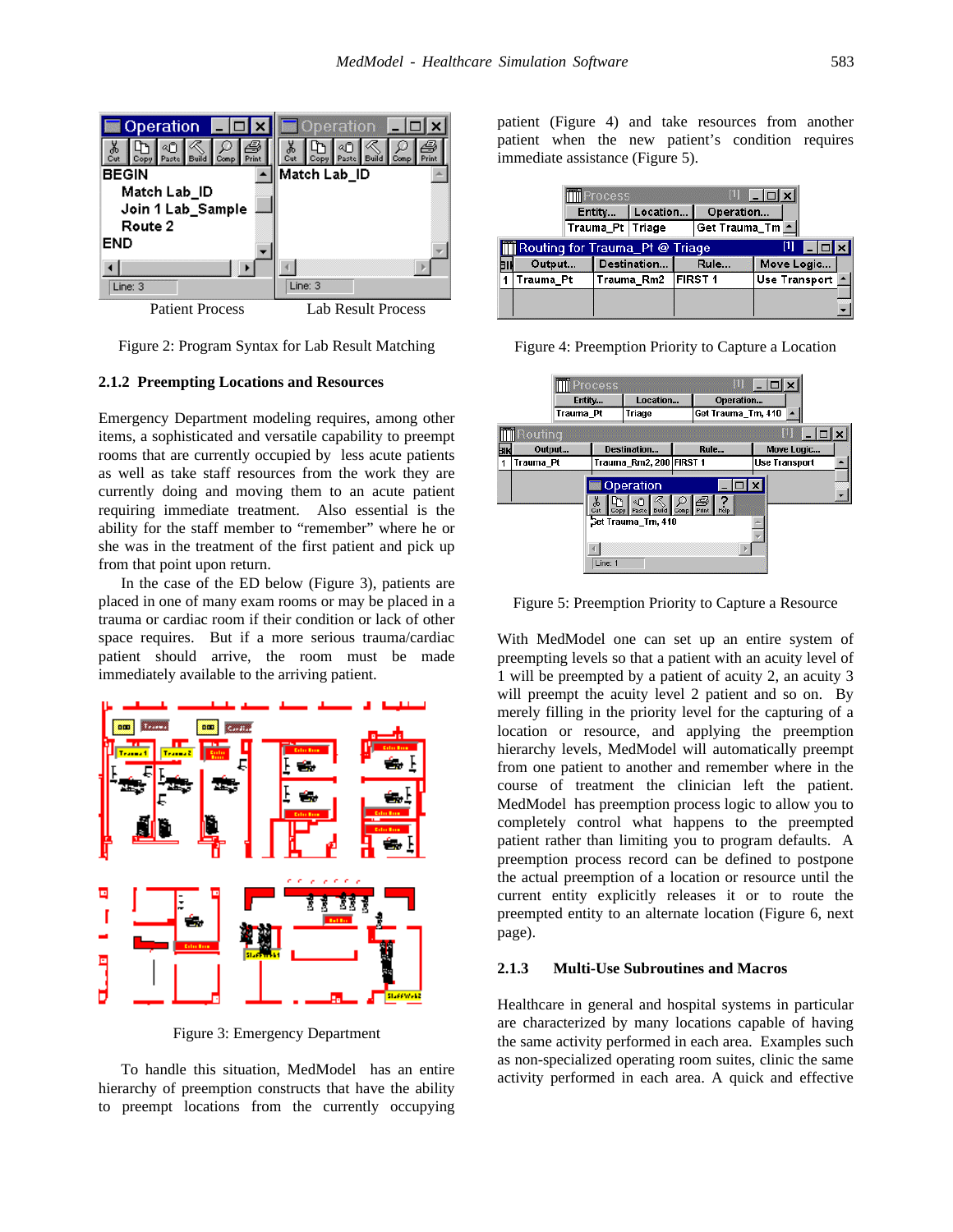Patient Process Lab Result Process

Figure 2: Program Syntax for Lab Result Matching

### 2.1.2 Preempting Locations and Resources

Emergency Department modeling requires, among other items, a sophisticated and versatile capability to preempt rooms that are currently occupied by less acute patients as well as take staff resources from the work they are currently doing and moving them to an acute patient requiring immediate treatment. Also essential is the ability for the staff member to "remember" where he or she was in the treatment of the first patient and pick up from that point upon return.

In the case of the ED below (Figure 3), patients are placed in one of many exam rooms or may be placed in a trauma or cardiac room if their condition or lack of other space requires. But if a more serious trauma/cardiac patient should arrive, the room must be made immediately available to the arriving patient.

Figure 3: Emergency Department

To handle this situation, MedModel has an entire hierarchy of preemption constructs that have the ability to preempt locations from the currently occupying patient (Figure 4) and take resources from another patient when the new patient's condition requires immediate assistance (Figure 5).

Figure 4: Preemption Priority to Capture a Location

Figure 5: Preemption Priority to Capture a Resource

With MedModel one can set up an entire system of preempting levels so that a patient with an acuity level of 1 will be preempted by a patient of acuity 2, an acuity 3 will preempt the acuity level 2 patient and so on. By merely filling in the priority level for the capturing of a location or resource, and applying the preemption hierarchy levels, MedModel will automatically preempt from one patient to another and remember where in the course of the treatment the clinician left the patient. MedModel has preemption process logic to allow you to completely control what happens to the preempted patient rather than limiting you to program defaults. A preemption process record can be defined to postpone the actual preemption of a location or resource until the current entity explicitly releases it or to route the preempted entity to an alternate location (Figure 6, next page).

### 2.1.3 Multi-Use Subroutines and Macros

Healthcare in general and hospital systems in particular are characterized by many locations capable of having the same activity performed in each area. Examples such as non-specialized operating room suites, clinic the same activity performed in each area. A quick and effective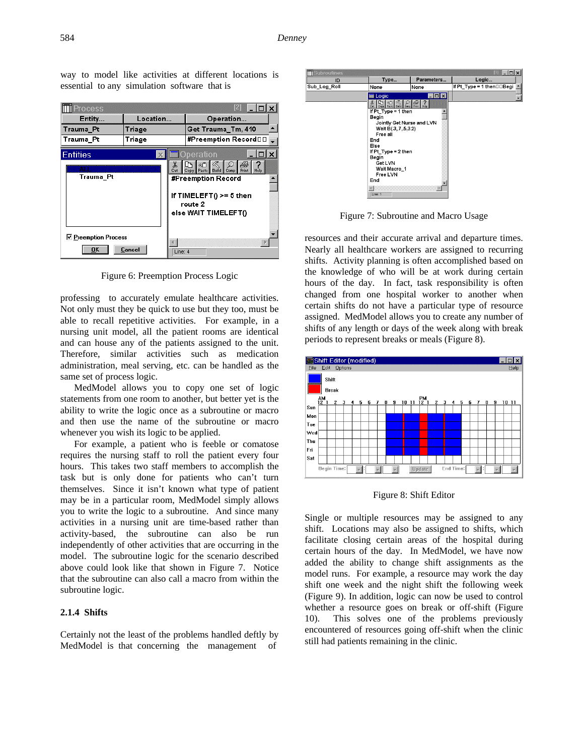way to model like activities at different locations is essential to any simulation software that is

Figure 6: Preemption Process Logic

professing to accurately emulate healthcare activities. Not only must they be quick to use but they too, must be able to recall repetitive activities. For example, in a nursing unit model, all the patient rooms are identical and can house any of the patients assigned to the unit. Therefore, similar activities such as medication administration, meal serving, etc. can be handled as the same set of process logic.

MedModel allows you to copy one set of logic statements from one room to another, but better yet is the ability to write the logic once as a subroutine or macro and then use the name of the subroutine or macro whenever you wish its logic to be applied.

For example, a patient who is feeble or comatose requires the nursing staff to roll the patient every four hours. This takes two staff members to accomplish the task but is only done for patients who can't turn themselves. Since it isn't known what type of patient may be in a particular room, MedModel simply allows you to write the logic to a subroutine. And since many activities in a nursing unit are time-based rather than activity-based, the subroutine can also be run independently of other activities that are occurring in the model. The subroutine logic for the scenario described above could look like that shown in Figure 7. Notice that the subroutine can also call a macro from within the subroutine logic.

### 2.1.4 Shifts

Certainly not the least of the problems handled deftly by MedModel is that concerning the management of

Figure 7: Subroutine and Macro Usage

resources and their accurate arrival and departure times. Nearly all healthcare workers are assigned to recurring shifts. Activity planning is often accomplished based on the knowledge of who will be at work during certain hours of the day. In fact, task responsibility is often changed from one hospital worker to another when certain shifts do not have a particular type of resource assigned. MedModel allows you to create any number of shifts of any length or days of the week along with break periods to represent breaks or meals (Figure 8).

Figure 8: Shift Editor

Single or multiple resources may be assigned to any shift. Locations may also be assigned to shifts, which facilitate closing certain areas of the hospital during certain hours of the day. In MedModel, we have now added the ability to change shift assignments as the model runs. For example, a resource may work the day shift one week and the night shift the following week (Figure 9). In addition, logic can now be used to control whether a resource goes on break or off-shift (Figure 10). This solves one of the problems previously encountered of resources going off-shift when the clinic still had patients remaining in the clinic.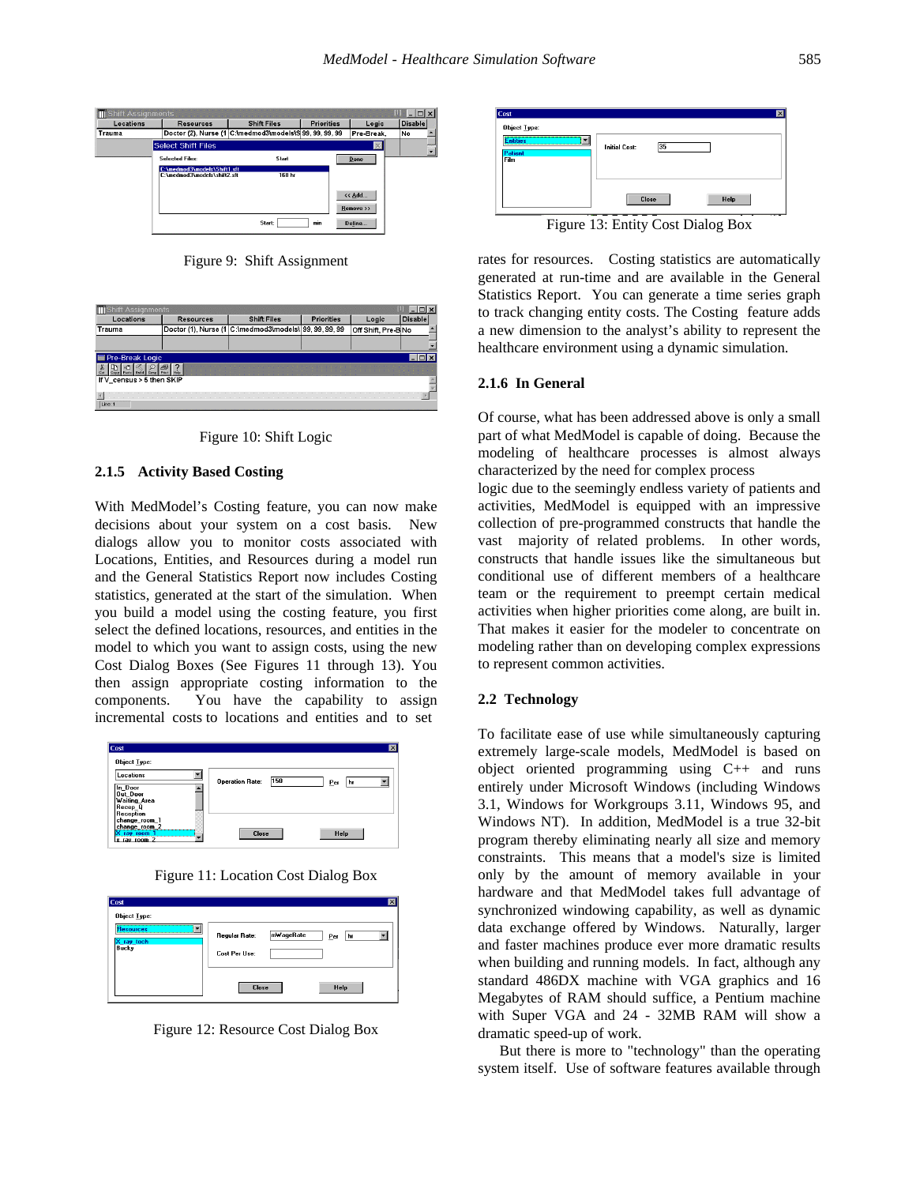Figure 9: Shift Assignment

Figure 10: Shift Logic

### 2.1.5 Activity Based Costing

With MedModel's Costing feature, you can now make decisions about your system on a cost basis. New dialogs allow you to monitor costs associated with Locations, Entities, and Resources during a model run and the General Statistics Report now includes Costing statistics, generated at the start of the simulation. When you build a model using the costing feature, you first select the defined locations, resources, and entities in the model to which you want to assign costs, using the new Cost Dialog Boxes (See Figures 11 through 13). You then assign appropriate costing information to the components. You have the capability to assign incremental costs to locations and entities and to set

Figure 11: Location Cost Dialog Box

Figure 12: Resource Cost Dialog Box

Figure 13: Entity Cost Dialog Box

rates for resources. Costing statistics are automatically generated at run-time and are available in the General Statistics Report. You can generate a time series graph to track changing entity costs. The Costing feature adds a new dimension to the analyst's ability to represent the healthcare environment using a dynamic simulation.

### 2.1.6 In General

Of course, what has been addressed above is only a small part of what MedModel is capable of doing. Because the modeling of healthcare processes is almost always characterized by the need for complex process logic due to the seemingly endless variety of patients and activities, MedModel is equipped with an impressive collection of pre-programmed constructs that handle the vast majority of related problems. In other words, constructs that handle issues like the simultaneous but conditional use of different members of a healthcare team or the requirement to preempt certain medical activities when higher priorities come along, are built in. That makes it easier for the modeler to concentrate on modeling rather than on developing complex expressions to represent common activities.

## 2.2 Technology

To facilitate ease of use while simultaneously capturing extremely large-scale models, MedModel is based on object oriented programming using C++ and runs entirely under Microsoft Windows (including Windows 3.1, Windows for Workgroups 3.11, Windows 95, and Windows NT). In addition, MedModel is a true 32-bit program thereby eliminating nearly all size and memory constraints. This means that a model's size is limited only by the amount of memory available in your hardware and that MedModel takes full advantage of synchronized windowing capability, as well as dynamic data exchange offered by Windows. Naturally, larger and faster machines produce ever more dramatic results when building and running models. In fact, although any standard 486DX machine with VGA graphics and 16 Megabytes of RAM should suffice, a Pentium machine with Super VGA and 24 - 32MB RAM will show a dramatic speed-up of work.

But there is more to "technology" than the operating system itself. Use of software features available through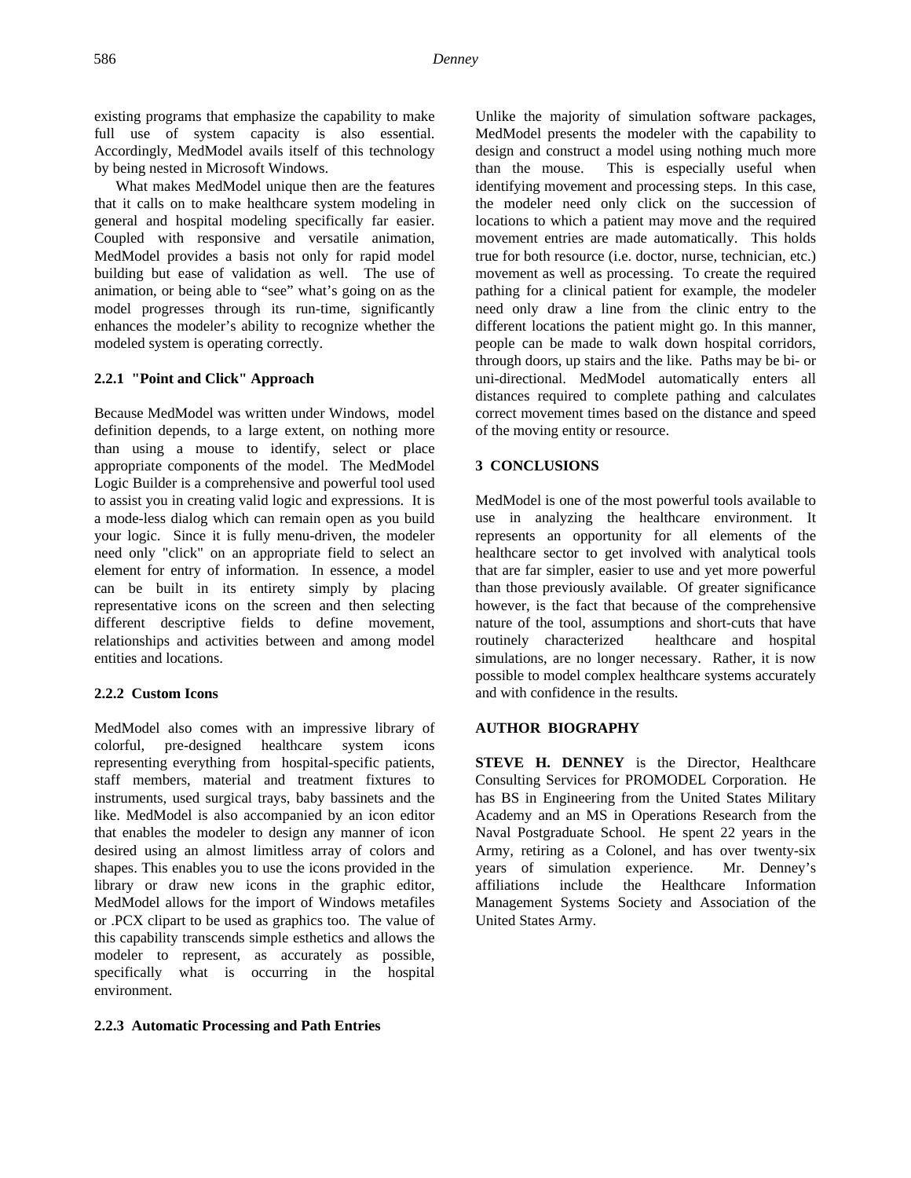existing programs that emphasize the capability to make full use of system capacity is also essential. Accordingly, MedModel avails itself of this technology by being nested in Microsoft Windows.

What makes MedModel unique then are the features that it calls on to make healthcare system modeling in general and hospital modeling specifically far easier. Coupled with responsive and versatile animation, MedModel provides a basis not only for rapid model building but ease of validation as well. The use of animation, or being able to "see" what's going on as the model progresses through its run-time, significantly enhances the modeler's ability to recognize whether the modeled system is operating correctly.

### 2.2.1 "Point and Click" Approach

Because MedModel was written under Windows, model definition depends, to a large extent, on nothing more than using a mouse to identify, select or place appropriate components of the model. The MedModel Logic Builder is a comprehensive and powerful tool used to assist you in creating valid logic and expressions. It is a mode-less dialog which can remain open as you build your logic. Since it is fully menu-driven, the modeler need only "click" on an appropriate field to select an element for entry of information. In essence, a model can be built in its entirety simply by placing representative icons on the screen and then selecting different descriptive fields to define movement, relationships and activities between and among model entities and locations.

### 2.2.2 Custom Icons

MedModel also comes with an impressive library of colorful, pre-designed healthcare system icons representing everything from hospital-specific patients, staff members, material and treatment fixtures to instruments, used surgical trays, baby bassinets and the like. MedModel is also accompanied by an icon editor that enables the modeler to design any manner of icon desired using an almost limitless array of colors and shapes. This enables you to use the icons provided in the library or draw new icons in the graphic editor, MedModel allows for the import of Windows metafiles or .PCX clipart to be used as graphics too. The value of this capability transcends simple esthetics and allows the modeler to represent, as accurately as possible, specifically what is occurring in the hospital environment.

### 2.2.3 Automatic Processing and Path Entries

Unlike the majority of simulation software packages, MedModel presents the modeler with the capability to design and construct a model using nothing much more than the mouse. This is especially useful when identifying movement and processing steps. In this case, the modeler need only click on the succession of locations to which a patient may move and the required movement entries are made automatically. This holds true for both resource (i.e. doctor, nurse, technician, etc.) movement as well as processing. To create the required pathing for a clinical patient for example, the modeler need only draw a line from the clinic entry to the different locations the patient might go. In this manner, people can be made to walk down hospital corridors, through doors, up stairs and the like. Paths may be bi- or uni-directional. MedModel automatically enters all distances required to complete pathing and calculates correct movement times based on the distance and speed of the moving entity or resource.

## 3 CONCLUSIONS

MedModel is one of the most powerful tools available to use in analyzing the healthcare environment. It represents an opportunity for all elements of the healthcare sector to get involved with analytical tools that are far simpler, easier to use and yet more powerful than those previously available. Of greater significance however, is the fact that because of the comprehensive nature of the tool, assumptions and short-cuts that have routinely characterized healthcare and hospital simulations, are no longer necessary. Rather, it is now possible to model complex healthcare systems accurately and with confidence in the results.

## AUTHOR BIOGRAPHY

**STEVE H. DENNEY** is the Director, Healthcare Consulting Services for PROMODEL Corporation. He has BS in Engineering from the United States Military Academy and an MS in Operations Research from the Naval Postgraduate School. He spent 22 years in the Army, retiring as a Colonel, and has over twenty-six years of simulation experience. Mr. Denney's affiliations include the Healthcare Information Management Systems Society and Association of the United States Army.